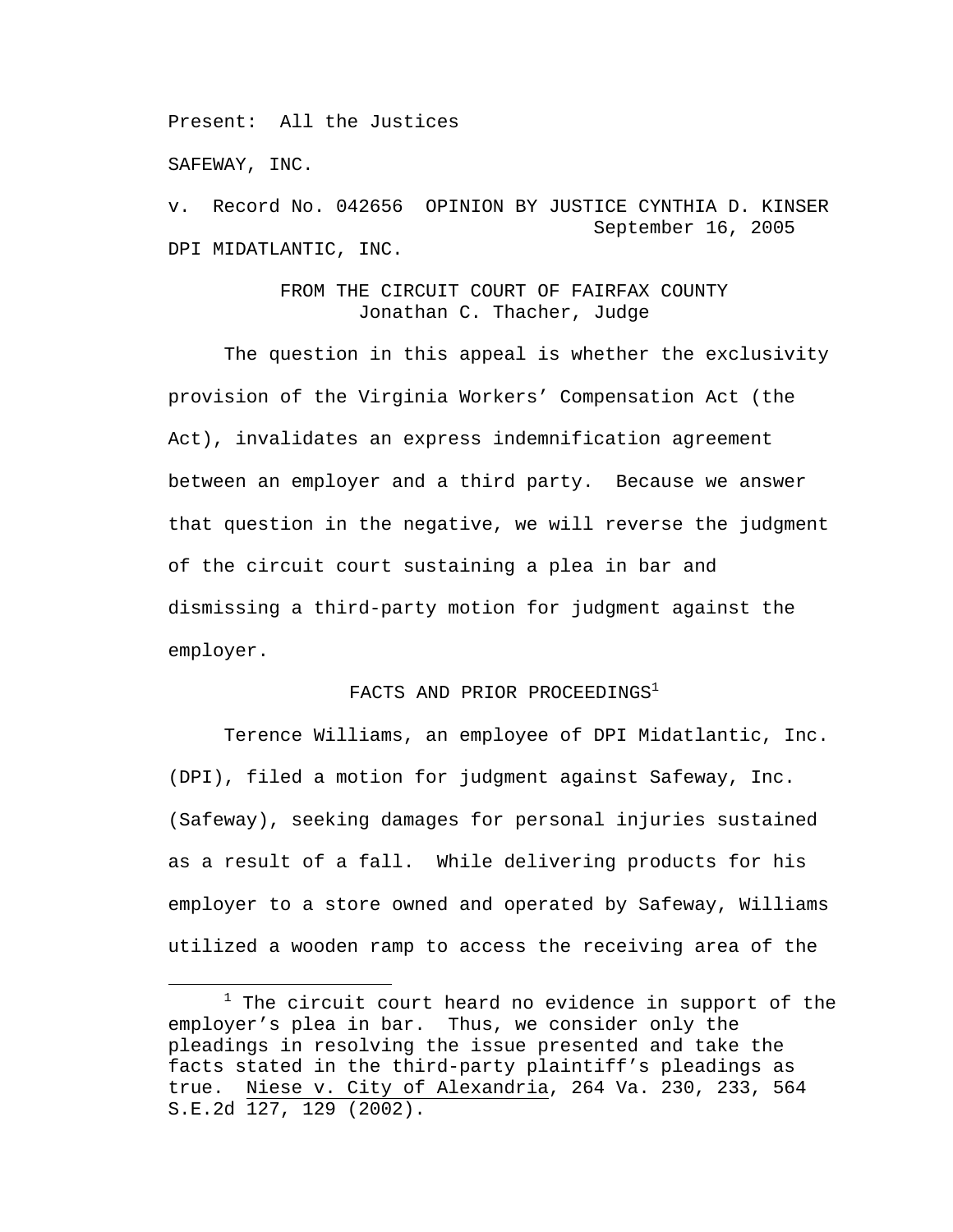Present: All the Justices

SAFEWAY, INC.

v. Record No. 042656 OPINION BY JUSTICE CYNTHIA D. KINSER
September 16, 2005

DPI MIDATLANTIC, INC.

FROM THE CIRCUIT COURT OF FAIRFAX COUNTY
Jonathan C. Thacher, Judge

The question in this appeal is whether the exclusivity provision of the Virginia Workers' Compensation Act (the Act), invalidates an express indemnification agreement between an employer and a third party. Because we answer that question in the negative, we will reverse the judgment of the circuit court sustaining a plea in bar and dismissing a third-party motion for judgment against the employer.

## FACTS AND PRIOR PROCEEDINGS[1]

Terence Williams, an employee of DPI Midatlantic, Inc. (DPI), filed a motion for judgment against Safeway, Inc. (Safeway), seeking damages for personal injuries sustained as a result of a fall. While delivering products for his employer to a store owned and operated by Safeway, Williams utilized a wooden ramp to access the receiving area of the

---

[1] The circuit court heard no evidence in support of the employer's plea in bar. Thus, we consider only the pleadings in resolving the issue presented and take the facts stated in the third-party plaintiff's pleadings as true. Niese v. City of Alexandria, 264 Va. 230, 233, 564 S.E.2d 127, 129 (2002).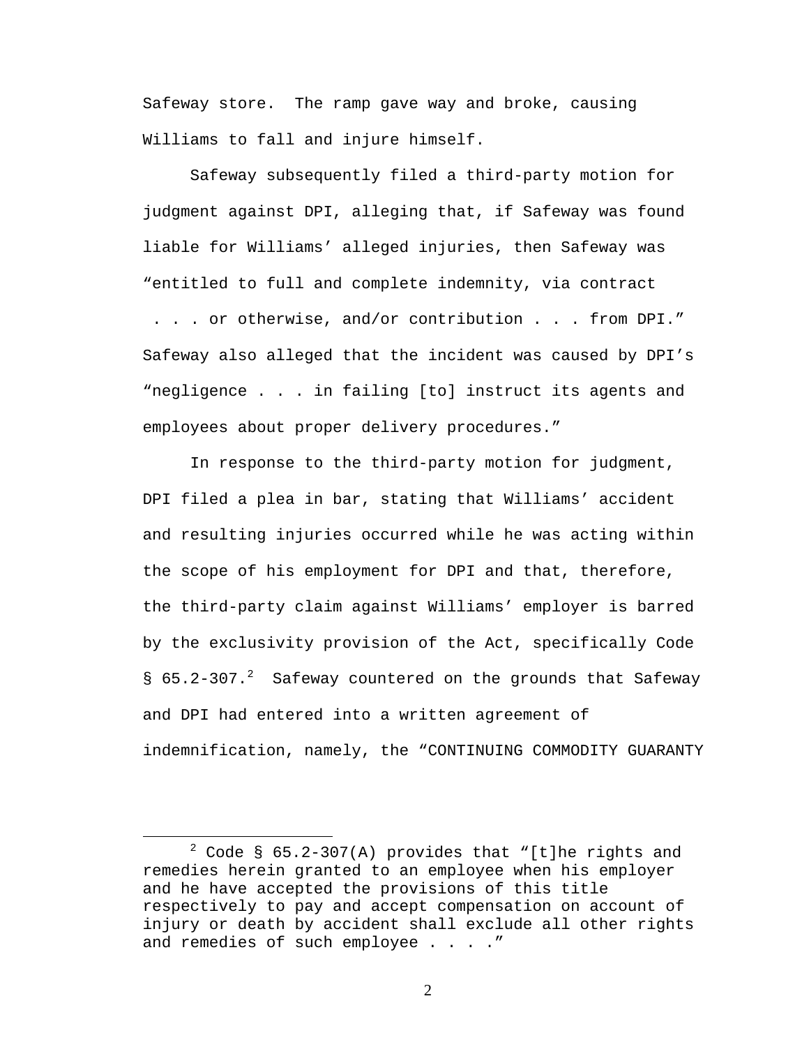Safeway store. The ramp gave way and broke, causing Williams to fall and injure himself.

Safeway subsequently filed a third-party motion for judgment against DPI, alleging that, if Safeway was found liable for Williams' alleged injuries, then Safeway was "entitled to full and complete indemnity, via contract . . . or otherwise, and/or contribution . . . from DPI." Safeway also alleged that the incident was caused by DPI's "negligence . . . in failing [to] instruct its agents and employees about proper delivery procedures."

In response to the third-party motion for judgment, DPI filed a plea in bar, stating that Williams' accident and resulting injuries occurred while he was acting within the scope of his employment for DPI and that, therefore, the third-party claim against Williams' employer is barred by the exclusivity provision of the Act, specifically Code § 65.2-307.[2] Safeway countered on the grounds that Safeway and DPI had entered into a written agreement of indemnification, namely, the "CONTINUING COMMODITY GUARANTY

[2] Code § 65.2-307(A) provides that "[t]he rights and remedies herein granted to an employee when his employer and he have accepted the provisions of this title respectively to pay and accept compensation on account of injury or death by accident shall exclude all other rights and remedies of such employee . . . ."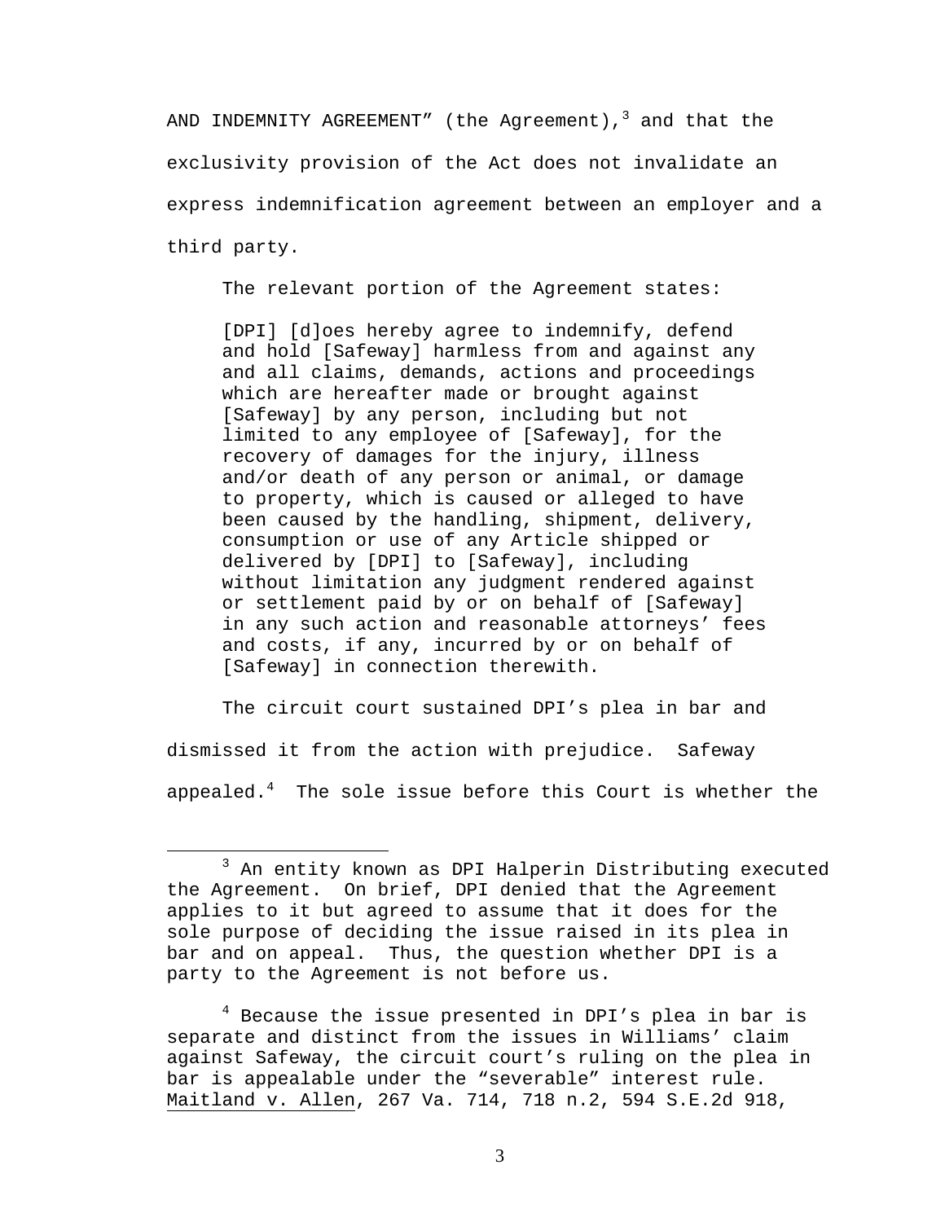AND INDEMNITY AGREEMENT" (the Agreement),[3] and that the exclusivity provision of the Act does not invalidate an express indemnification agreement between an employer and a third party.

The relevant portion of the Agreement states:

> [DPI] [d]oes hereby agree to indemnify, defend and hold [Safeway] harmless from and against any and all claims, demands, actions and proceedings which are hereafter made or brought against [Safeway] by any person, including but not limited to any employee of [Safeway], for the recovery of damages for the injury, illness and/or death of any person or animal, or damage to property, which is caused or alleged to have been caused by the handling, shipment, delivery, consumption or use of any Article shipped or delivered by [DPI] to [Safeway], including without limitation any judgment rendered against or settlement paid by or on behalf of [Safeway] in any such action and reasonable attorneys' fees and costs, if any, incurred by or on behalf of [Safeway] in connection therewith.

The circuit court sustained DPI's plea in bar and dismissed it from the action with prejudice. Safeway appealed.[4] The sole issue before this Court is whether the

---

[3] An entity known as DPI Halperin Distributing executed the Agreement. On brief, DPI denied that the Agreement applies to it but agreed to assume that it does for the sole purpose of deciding the issue raised in its plea in bar and on appeal. Thus, the question whether DPI is a party to the Agreement is not before us.

[4] Because the issue presented in DPI's plea in bar is separate and distinct from the issues in Williams' claim against Safeway, the circuit court's ruling on the plea in bar is appealable under the "severable" interest rule. Maitland v. Allen, 267 Va. 714, 718 n.2, 594 S.E.2d 918,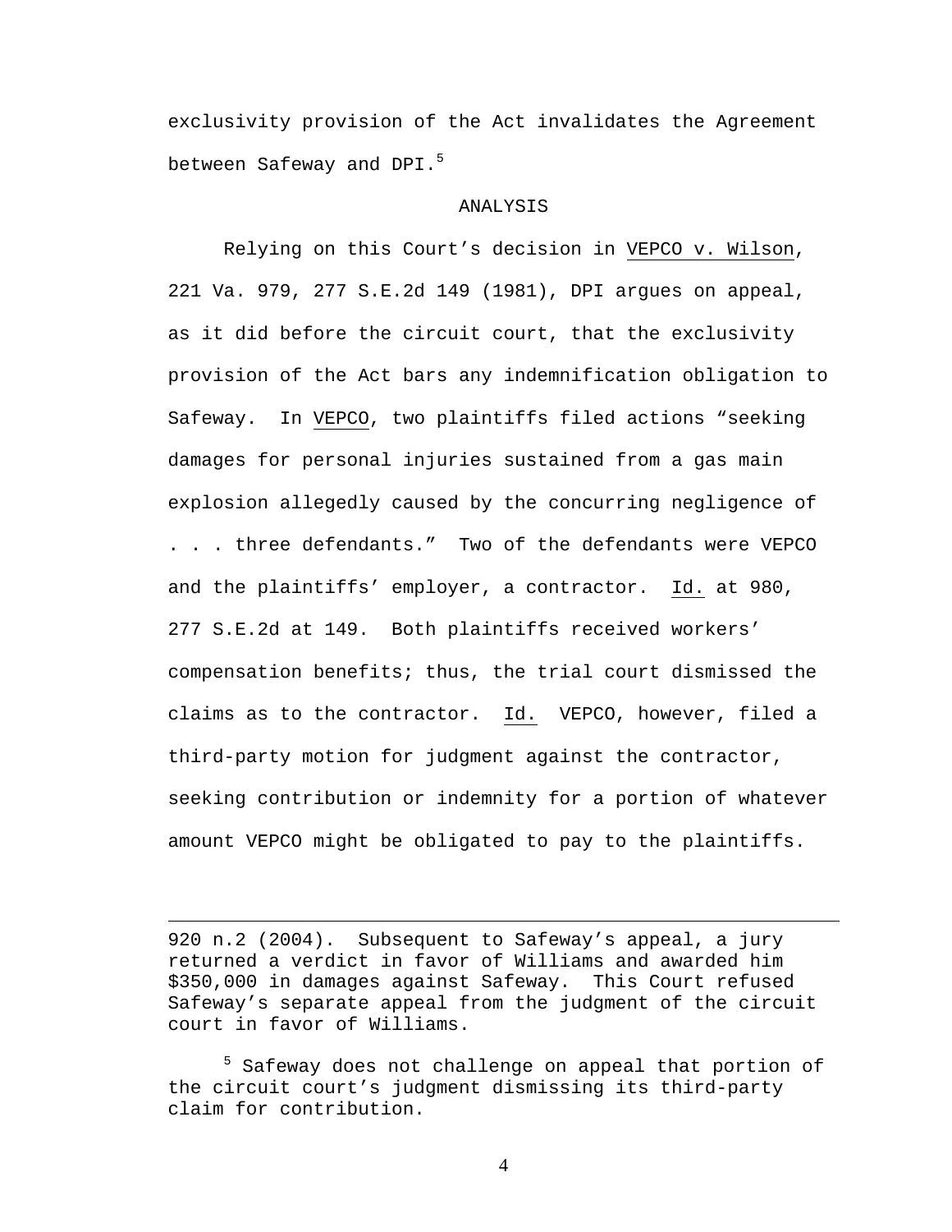exclusivity provision of the Act invalidates the Agreement between Safeway and DPI.[5]

ANALYSIS

Relying on this Court's decision in VEPCO v. Wilson, 221 Va. 979, 277 S.E.2d 149 (1981), DPI argues on appeal, as it did before the circuit court, that the exclusivity provision of the Act bars any indemnification obligation to Safeway. In VEPCO, two plaintiffs filed actions "seeking damages for personal injuries sustained from a gas main explosion allegedly caused by the concurring negligence of . . . three defendants." Two of the defendants were VEPCO and the plaintiffs' employer, a contractor. Id. at 980, 277 S.E.2d at 149. Both plaintiffs received workers' compensation benefits; thus, the trial court dismissed the claims as to the contractor. Id. VEPCO, however, filed a third-party motion for judgment against the contractor, seeking contribution or indemnity for a portion of whatever amount VEPCO might be obligated to pay to the plaintiffs.

---

920 n.2 (2004). Subsequent to Safeway's appeal, a jury returned a verdict in favor of Williams and awarded him $350,000 in damages against Safeway. This Court refused Safeway's separate appeal from the judgment of the circuit court in favor of Williams.

[5] Safeway does not challenge on appeal that portion of the circuit court's judgment dismissing its third-party claim for contribution.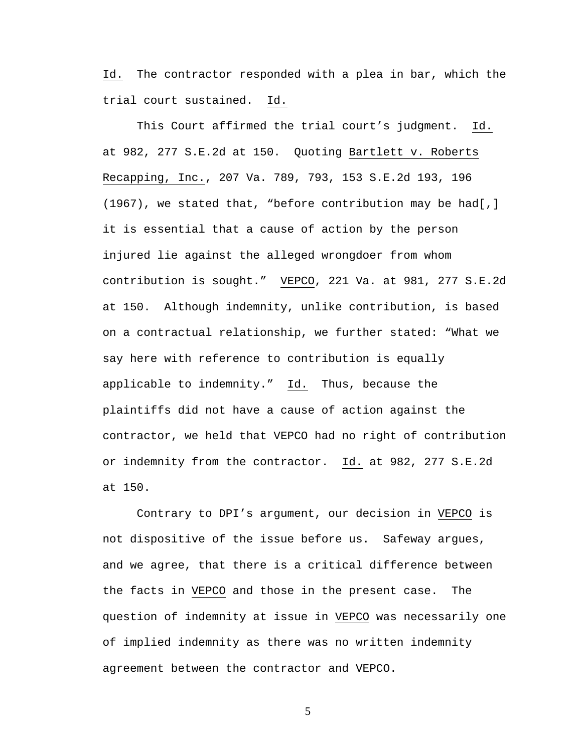Id. The contractor responded with a plea in bar, which the trial court sustained. Id.

This Court affirmed the trial court's judgment. Id. at 982, 277 S.E.2d at 150. Quoting Bartlett v. Roberts Recapping, Inc., 207 Va. 789, 793, 153 S.E.2d 193, 196 (1967), we stated that, "before contribution may be had[,] it is essential that a cause of action by the person injured lie against the alleged wrongdoer from whom contribution is sought." VEPCO, 221 Va. at 981, 277 S.E.2d at 150. Although indemnity, unlike contribution, is based on a contractual relationship, we further stated: "What we say here with reference to contribution is equally applicable to indemnity." Id. Thus, because the plaintiffs did not have a cause of action against the contractor, we held that VEPCO had no right of contribution or indemnity from the contractor. Id. at 982, 277 S.E.2d at 150.

Contrary to DPI's argument, our decision in VEPCO is not dispositive of the issue before us. Safeway argues, and we agree, that there is a critical difference between the facts in VEPCO and those in the present case. The question of indemnity at issue in VEPCO was necessarily one of implied indemnity as there was no written indemnity agreement between the contractor and VEPCO.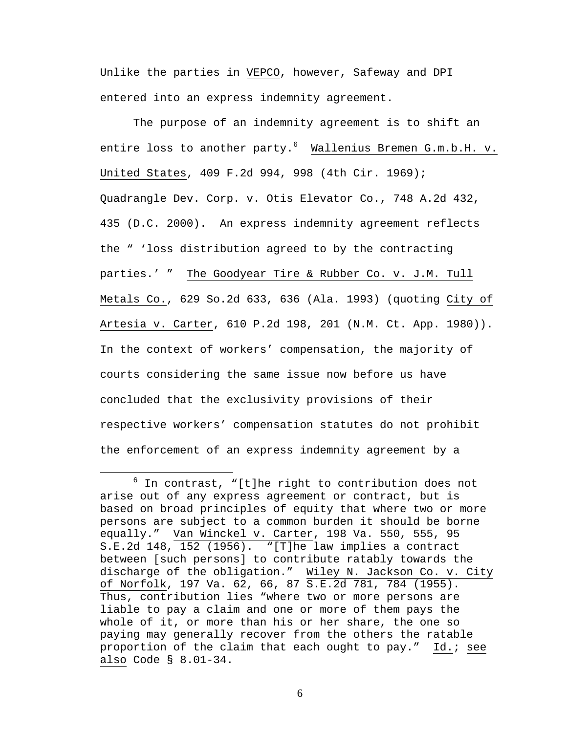Unlike the parties in VEPCO, however, Safeway and DPI entered into an express indemnity agreement.

The purpose of an indemnity agreement is to shift an entire loss to another party.[6] Wallenius Bremen G.m.b.H. v. United States, 409 F.2d 994, 998 (4th Cir. 1969); Quadrangle Dev. Corp. v. Otis Elevator Co., 748 A.2d 432, 435 (D.C. 2000). An express indemnity agreement reflects the " 'loss distribution agreed to by the contracting parties.' " The Goodyear Tire & Rubber Co. v. J.M. Tull Metals Co., 629 So.2d 633, 636 (Ala. 1993) (quoting City of Artesia v. Carter, 610 P.2d 198, 201 (N.M. Ct. App. 1980)). In the context of workers' compensation, the majority of courts considering the same issue now before us have concluded that the exclusivity provisions of their respective workers' compensation statutes do not prohibit the enforcement of an express indemnity agreement by a

[6] In contrast, "[t]he right to contribution does not arise out of any express agreement or contract, but is based on broad principles of equity that where two or more persons are subject to a common burden it should be borne equally." Van Winckel v. Carter, 198 Va. 550, 555, 95 S.E.2d 148, 152 (1956). "[T]he law implies a contract between [such persons] to contribute ratably towards the discharge of the obligation." Wiley N. Jackson Co. v. City of Norfolk, 197 Va. 62, 66, 87 S.E.2d 781, 784 (1955). Thus, contribution lies "where two or more persons are liable to pay a claim and one or more of them pays the whole of it, or more than his or her share, the one so paying may generally recover from the others the ratable proportion of the claim that each ought to pay." Id.; see also Code § 8.01-34.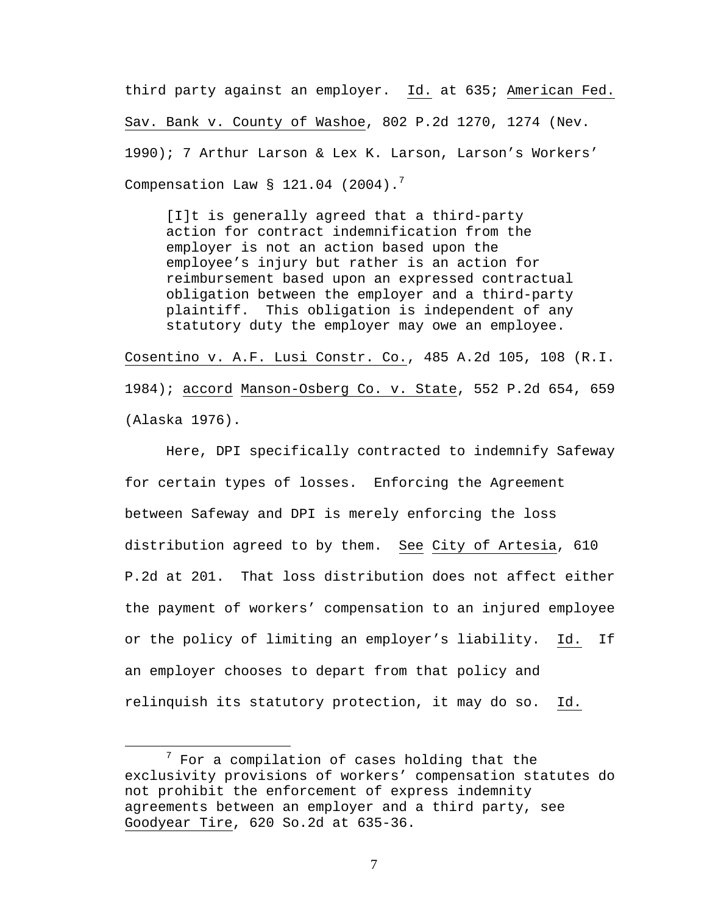third party against an employer. Id. at 635; American Fed. Sav. Bank v. County of Washoe, 802 P.2d 1270, 1274 (Nev. 1990); 7 Arthur Larson & Lex K. Larson, Larson's Workers' Compensation Law § 121.04 (2004).[7]

> [I]t is generally agreed that a third-party action for contract indemnification from the employer is not an action based upon the employee's injury but rather is an action for reimbursement based upon an expressed contractual obligation between the employer and a third-party plaintiff. This obligation is independent of any statutory duty the employer may owe an employee.

Cosentino v. A.F. Lusi Constr. Co., 485 A.2d 105, 108 (R.I. 1984); accord Manson-Osberg Co. v. State, 552 P.2d 654, 659 (Alaska 1976).

Here, DPI specifically contracted to indemnify Safeway for certain types of losses. Enforcing the Agreement between Safeway and DPI is merely enforcing the loss distribution agreed to by them. See City of Artesia, 610 P.2d at 201. That loss distribution does not affect either the payment of workers' compensation to an injured employee or the policy of limiting an employer's liability. Id. If an employer chooses to depart from that policy and relinquish its statutory protection, it may do so. Id.

---

[7] For a compilation of cases holding that the exclusivity provisions of workers' compensation statutes do not prohibit the enforcement of express indemnity agreements between an employer and a third party, see Goodyear Tire, 620 So.2d at 635-36.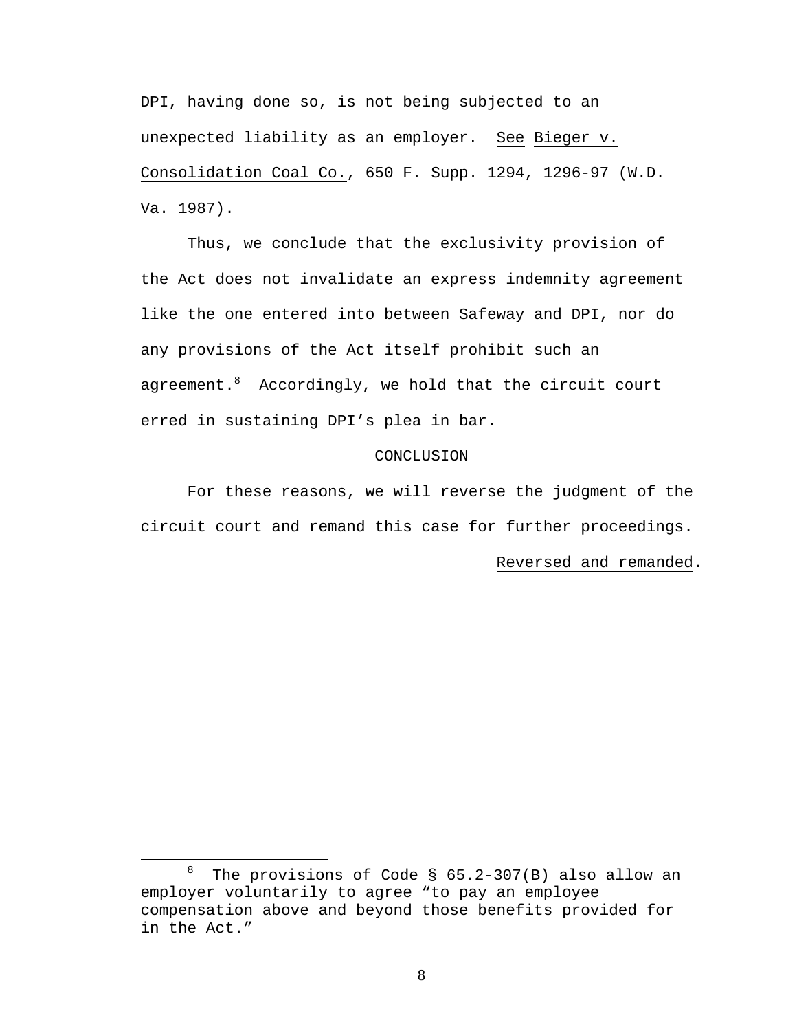DPI, having done so, is not being subjected to an unexpected liability as an employer. See Bieger v. Consolidation Coal Co., 650 F. Supp. 1294, 1296-97 (W.D. Va. 1987).

Thus, we conclude that the exclusivity provision of the Act does not invalidate an express indemnity agreement like the one entered into between Safeway and DPI, nor do any provisions of the Act itself prohibit such an agreement.[8] Accordingly, we hold that the circuit court erred in sustaining DPI's plea in bar.

CONCLUSION

For these reasons, we will reverse the judgment of the circuit court and remand this case for further proceedings.

Reversed and remanded.

---

[8] The provisions of Code § 65.2-307(B) also allow an employer voluntarily to agree "to pay an employee compensation above and beyond those benefits provided for in the Act."